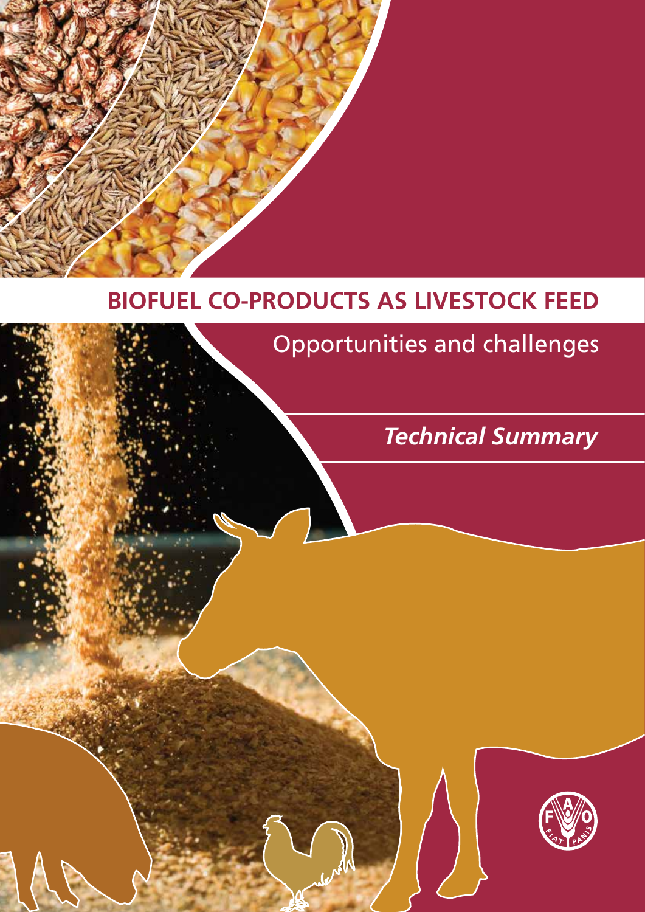# BIOFUEL CO-PRODUCTS AS LIVESTOCK FEED

## Opportunities and challenges

***Technical Summary***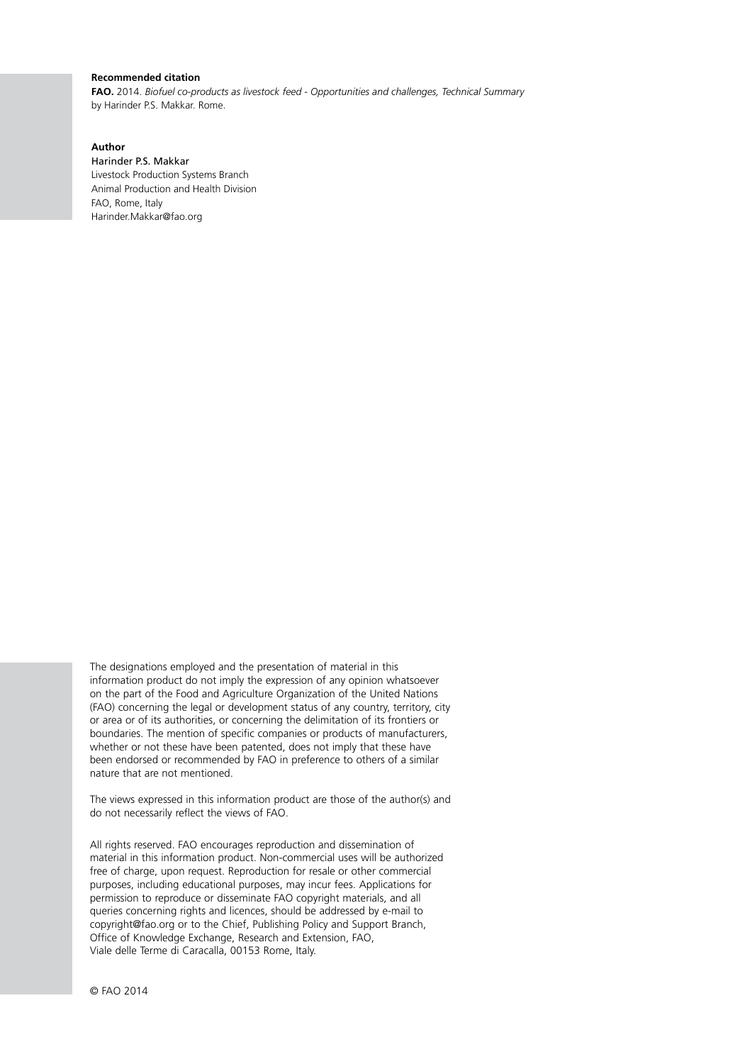**Recommended citation**

**FAO.** 2014. *Biofuel co-products as livestock feed - Opportunities and challenges, Technical Summary* by Harinder P.S. Makkar. Rome.

**Author**

Harinder P.S. Makkar
Livestock Production Systems Branch
Animal Production and Health Division
FAO, Rome, Italy
Harinder.Makkar@fao.org

The designations employed and the presentation of material in this information product do not imply the expression of any opinion whatsoever on the part of the Food and Agriculture Organization of the United Nations (FAO) concerning the legal or development status of any country, territory, city or area or of its authorities, or concerning the delimitation of its frontiers or boundaries. The mention of specific companies or products of manufacturers, whether or not these have been patented, does not imply that these have been endorsed or recommended by FAO in preference to others of a similar nature that are not mentioned.

The views expressed in this information product are those of the author(s) and do not necessarily reflect the views of FAO.

All rights reserved. FAO encourages reproduction and dissemination of material in this information product. Non-commercial uses will be authorized free of charge, upon request. Reproduction for resale or other commercial purposes, including educational purposes, may incur fees. Applications for permission to reproduce or disseminate FAO copyright materials, and all queries concerning rights and licences, should be addressed by e-mail to copyright@fao.org or to the Chief, Publishing Policy and Support Branch, Office of Knowledge Exchange, Research and Extension, FAO, Viale delle Terme di Caracalla, 00153 Rome, Italy.

© FAO 2014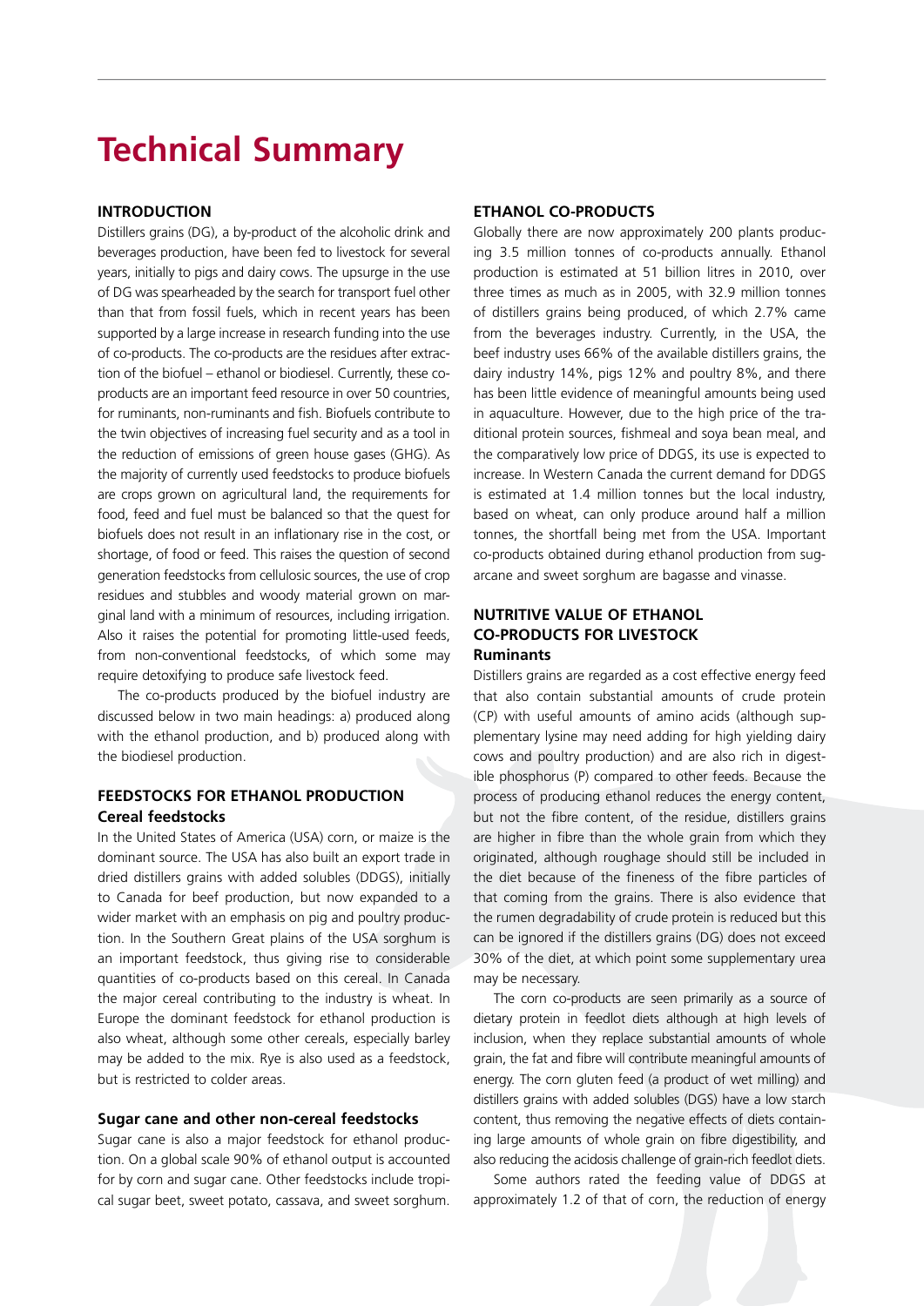# Technical Summary

## INTRODUCTION

Distillers grains (DG), a by-product of the alcoholic drink and beverages production, have been fed to livestock for several years, initially to pigs and dairy cows. The upsurge in the use of DG was spearheaded by the search for transport fuel other than that from fossil fuels, which in recent years has been supported by a large increase in research funding into the use of co-products. The co-products are the residues after extraction of the biofuel – ethanol or biodiesel. Currently, these co-products are an important feed resource in over 50 countries, for ruminants, non-ruminants and fish. Biofuels contribute to the twin objectives of increasing fuel security and as a tool in the reduction of emissions of green house gases (GHG). As the majority of currently used feedstocks to produce biofuels are crops grown on agricultural land, the requirements for food, feed and fuel must be balanced so that the quest for biofuels does not result in an inflationary rise in the cost, or shortage, of food or feed. This raises the question of second generation feedstocks from cellulosic sources, the use of crop residues and stubbles and woody material grown on marginal land with a minimum of resources, including irrigation. Also it raises the potential for promoting little-used feeds, from non-conventional feedstocks, of which some may require detoxifying to produce safe livestock feed.

The co-products produced by the biofuel industry are discussed below in two main headings: a) produced along with the ethanol production, and b) produced along with the biodiesel production.

## FEEDSTOCKS FOR ETHANOL PRODUCTION

### Cereal feedstocks

In the United States of America (USA) corn, or maize is the dominant source. The USA has also built an export trade in dried distillers grains with added solubles (DDGS), initially to Canada for beef production, but now expanded to a wider market with an emphasis on pig and poultry production. In the Southern Great plains of the USA sorghum is an important feedstock, thus giving rise to considerable quantities of co-products based on this cereal. In Canada the major cereal contributing to the industry is wheat. In Europe the dominant feedstock for ethanol production is also wheat, although some other cereals, especially barley may be added to the mix. Rye is also used as a feedstock, but is restricted to colder areas.

### Sugar cane and other non-cereal feedstocks

Sugar cane is also a major feedstock for ethanol production. On a global scale 90% of ethanol output is accounted for by corn and sugar cane. Other feedstocks include tropical sugar beet, sweet potato, cassava, and sweet sorghum.

## ETHANOL CO-PRODUCTS

Globally there are now approximately 200 plants producing 3.5 million tonnes of co-products annually. Ethanol production is estimated at 51 billion litres in 2010, over three times as much as in 2005, with 32.9 million tonnes of distillers grains being produced, of which 2.7% came from the beverages industry. Currently, in the USA, the beef industry uses 66% of the available distillers grains, the dairy industry 14%, pigs 12% and poultry 8%, and there has been little evidence of meaningful amounts being used in aquaculture. However, due to the high price of the traditional protein sources, fishmeal and soya bean meal, and the comparatively low price of DDGS, its use is expected to increase. In Western Canada the current demand for DDGS is estimated at 1.4 million tonnes but the local industry, based on wheat, can only produce around half a million tonnes, the shortfall being met from the USA. Important co-products obtained during ethanol production from sugarcane and sweet sorghum are bagasse and vinasse.

## NUTRITIVE VALUE OF ETHANOL CO-PRODUCTS FOR LIVESTOCK

### Ruminants

Distillers grains are regarded as a cost effective energy feed that also contain substantial amounts of crude protein (CP) with useful amounts of amino acids (although supplementary lysine may need adding for high yielding dairy cows and poultry production) and are also rich in digestible phosphorus (P) compared to other feeds. Because the process of producing ethanol reduces the energy content, but not the fibre content, of the residue, distillers grains are higher in fibre than the whole grain from which they originated, although roughage should still be included in the diet because of the fineness of the fibre particles of that coming from the grains. There is also evidence that the rumen degradability of crude protein is reduced but this can be ignored if the distillers grains (DG) does not exceed 30% of the diet, at which point some supplementary urea may be necessary.

The corn co-products are seen primarily as a source of dietary protein in feedlot diets although at high levels of inclusion, when they replace substantial amounts of whole grain, the fat and fibre will contribute meaningful amounts of energy. The corn gluten feed (a product of wet milling) and distillers grains with added solubles (DGS) have a low starch content, thus removing the negative effects of diets containing large amounts of whole grain on fibre digestibility, and also reducing the acidosis challenge of grain-rich feedlot diets.

Some authors rated the feeding value of DDGS at approximately 1.2 of that of corn, the reduction of energy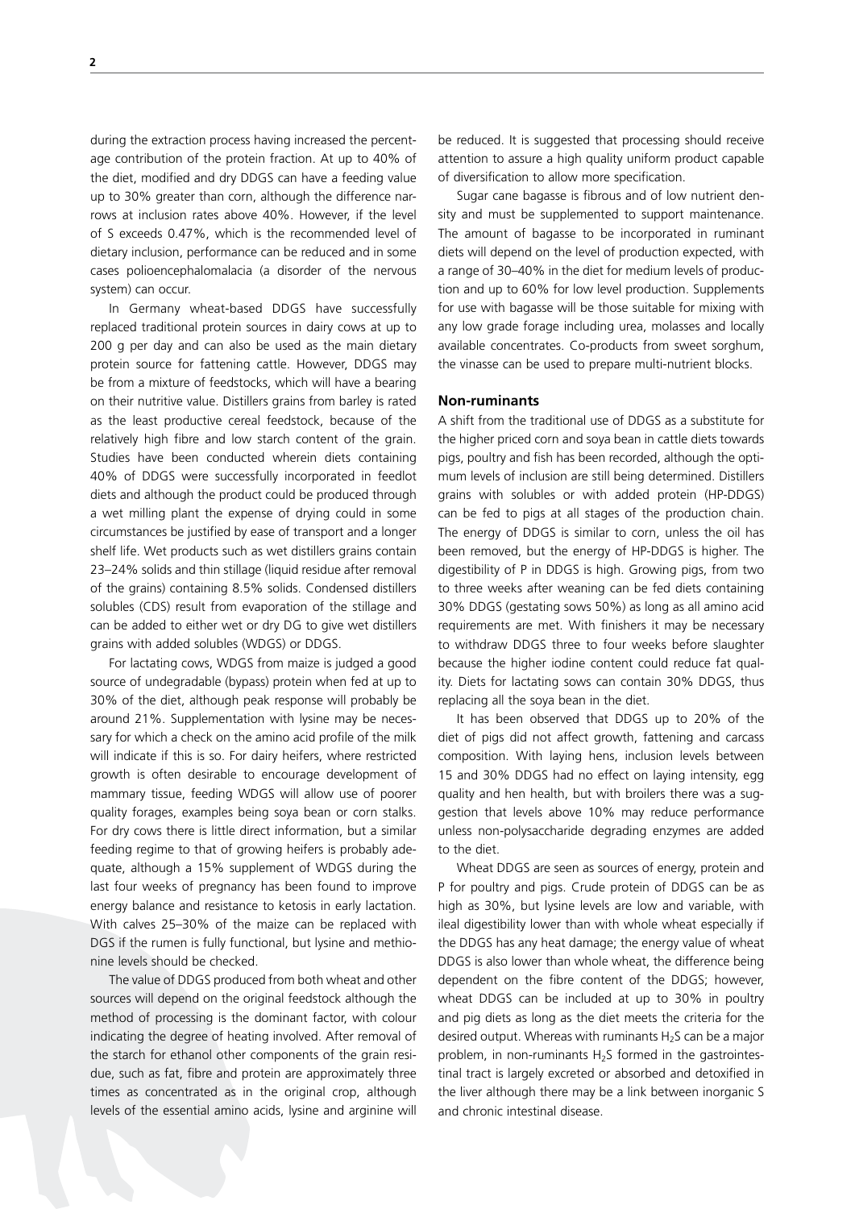during the extraction process having increased the percentage contribution of the protein fraction. At up to 40% of the diet, modified and dry DDGS can have a feeding value up to 30% greater than corn, although the difference narrows at inclusion rates above 40%. However, if the level of S exceeds 0.47%, which is the recommended level of dietary inclusion, performance can be reduced and in some cases polioencephalomalacia (a disorder of the nervous system) can occur.

In Germany wheat-based DDGS have successfully replaced traditional protein sources in dairy cows at up to 200 g per day and can also be used as the main dietary protein source for fattening cattle. However, DDGS may be from a mixture of feedstocks, which will have a bearing on their nutritive value. Distillers grains from barley is rated as the least productive cereal feedstock, because of the relatively high fibre and low starch content of the grain. Studies have been conducted wherein diets containing 40% of DDGS were successfully incorporated in feedlot diets and although the product could be produced through a wet milling plant the expense of drying could in some circumstances be justified by ease of transport and a longer shelf life. Wet products such as wet distillers grains contain 23–24% solids and thin stillage (liquid residue after removal of the grains) containing 8.5% solids. Condensed distillers solubles (CDS) result from evaporation of the stillage and can be added to either wet or dry DG to give wet distillers grains with added solubles (WDGS) or DDGS.

For lactating cows, WDGS from maize is judged a good source of undegradable (bypass) protein when fed at up to 30% of the diet, although peak response will probably be around 21%. Supplementation with lysine may be necessary for which a check on the amino acid profile of the milk will indicate if this is so. For dairy heifers, where restricted growth is often desirable to encourage development of mammary tissue, feeding WDGS will allow use of poorer quality forages, examples being soya bean or corn stalks. For dry cows there is little direct information, but a similar feeding regime to that of growing heifers is probably adequate, although a 15% supplement of WDGS during the last four weeks of pregnancy has been found to improve energy balance and resistance to ketosis in early lactation. With calves 25–30% of the maize can be replaced with DGS if the rumen is fully functional, but lysine and methionine levels should be checked.

The value of DDGS produced from both wheat and other sources will depend on the original feedstock although the method of processing is the dominant factor, with colour indicating the degree of heating involved. After removal of the starch for ethanol other components of the grain residue, such as fat, fibre and protein are approximately three times as concentrated as in the original crop, although levels of the essential amino acids, lysine and arginine will be reduced. It is suggested that processing should receive attention to assure a high quality uniform product capable of diversification to allow more specification.

Sugar cane bagasse is fibrous and of low nutrient density and must be supplemented to support maintenance. The amount of bagasse to be incorporated in ruminant diets will depend on the level of production expected, with a range of 30–40% in the diet for medium levels of production and up to 60% for low level production. Supplements for use with bagasse will be those suitable for mixing with any low grade forage including urea, molasses and locally available concentrates. Co-products from sweet sorghum, the vinasse can be used to prepare multi-nutrient blocks.

#### Non-ruminants

A shift from the traditional use of DDGS as a substitute for the higher priced corn and soya bean in cattle diets towards pigs, poultry and fish has been recorded, although the optimum levels of inclusion are still being determined. Distillers grains with solubles or with added protein (HP-DDGS) can be fed to pigs at all stages of the production chain. The energy of DDGS is similar to corn, unless the oil has been removed, but the energy of HP-DDGS is higher. The digestibility of P in DDGS is high. Growing pigs, from two to three weeks after weaning can be fed diets containing 30% DDGS (gestating sows 50%) as long as all amino acid requirements are met. With finishers it may be necessary to withdraw DDGS three to four weeks before slaughter because the higher iodine content could reduce fat quality. Diets for lactating sows can contain 30% DDGS, thus replacing all the soya bean in the diet.

It has been observed that DDGS up to 20% of the diet of pigs did not affect growth, fattening and carcass composition. With laying hens, inclusion levels between 15 and 30% DDGS had no effect on laying intensity, egg quality and hen health, but with broilers there was a suggestion that levels above 10% may reduce performance unless non-polysaccharide degrading enzymes are added to the diet.

Wheat DDGS are seen as sources of energy, protein and P for poultry and pigs. Crude protein of DDGS can be as high as 30%, but lysine levels are low and variable, with ileal digestibility lower than with whole wheat especially if the DDGS has any heat damage; the energy value of wheat DDGS is also lower than whole wheat, the difference being dependent on the fibre content of the DDGS; however, wheat DDGS can be included at up to 30% in poultry and pig diets as long as the diet meets the criteria for the desired output. Whereas with ruminants $H_2S$ can be a major problem, in non-ruminants $H_2S$ formed in the gastrointestinal tract is largely excreted or absorbed and detoxified in the liver although there may be a link between inorganic S and chronic intestinal disease.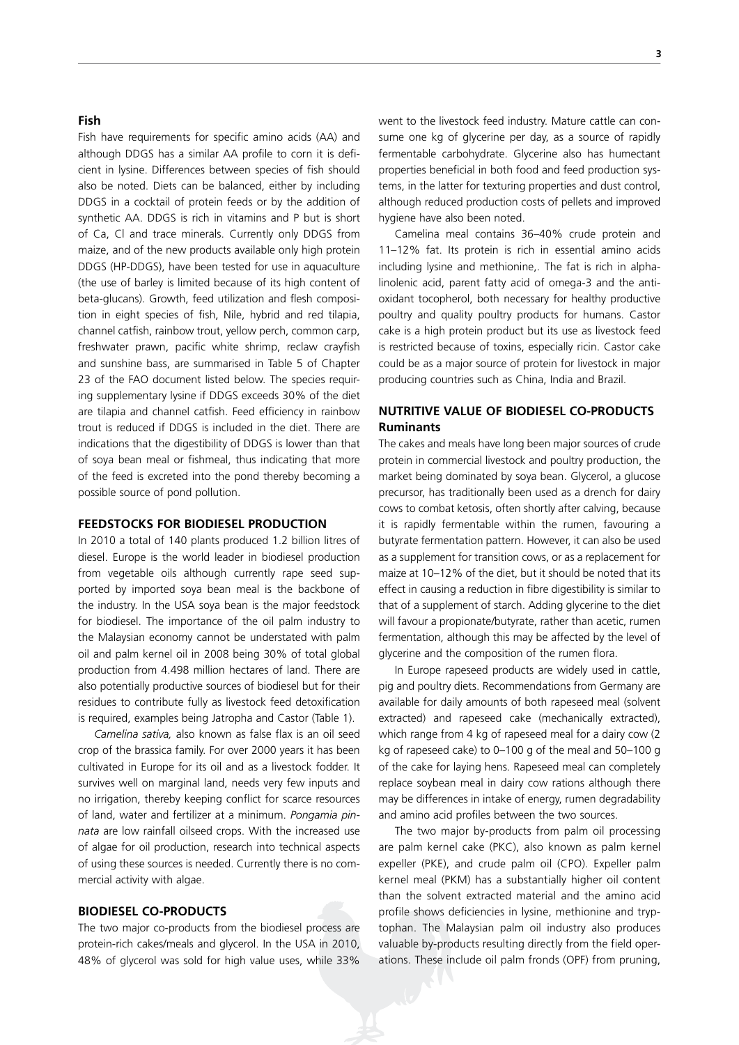### Fish

Fish have requirements for specific amino acids (AA) and although DDGS has a similar AA profile to corn it is deficient in lysine. Differences between species of fish should also be noted. Diets can be balanced, either by including DDGS in a cocktail of protein feeds or by the addition of synthetic AA. DDGS is rich in vitamins and P but is short of Ca, Cl and trace minerals. Currently only DDGS from maize, and of the new products available only high protein DDGS (HP-DDGS), have been tested for use in aquaculture (the use of barley is limited because of its high content of beta-glucans). Growth, feed utilization and flesh composition in eight species of fish, Nile, hybrid and red tilapia, channel catfish, rainbow trout, yellow perch, common carp, freshwater prawn, pacific white shrimp, reclaw crayfish and sunshine bass, are summarised in Table 5 of Chapter 23 of the FAO document listed below. The species requiring supplementary lysine if DDGS exceeds 30% of the diet are tilapia and channel catfish. Feed efficiency in rainbow trout is reduced if DDGS is included in the diet. There are indications that the digestibility of DDGS is lower than that of soya bean meal or fishmeal, thus indicating that more of the feed is excreted into the pond thereby becoming a possible source of pond pollution.

## FEEDSTOCKS FOR BIODIESEL PRODUCTION

In 2010 a total of 140 plants produced 1.2 billion litres of diesel. Europe is the world leader in biodiesel production from vegetable oils although currently rape seed supported by imported soya bean meal is the backbone of the industry. In the USA soya bean is the major feedstock for biodiesel. The importance of the oil palm industry to the Malaysian economy cannot be understated with palm oil and palm kernel oil in 2008 being 30% of total global production from 4.498 million hectares of land. There are also potentially productive sources of biodiesel but for their residues to contribute fully as livestock feed detoxification is required, examples being Jatropha and Castor (Table 1).

*Camelina sativa,* also known as false flax is an oil seed crop of the brassica family. For over 2000 years it has been cultivated in Europe for its oil and as a livestock fodder. It survives well on marginal land, needs very few inputs and no irrigation, thereby keeping conflict for scarce resources of land, water and fertilizer at a minimum. *Pongamia pinnata* are low rainfall oilseed crops. With the increased use of algae for oil production, research into technical aspects of using these sources is needed. Currently there is no commercial activity with algae.

## BIODIESEL CO-PRODUCTS

The two major co-products from the biodiesel process are protein-rich cakes/meals and glycerol. In the USA in 2010, 48% of glycerol was sold for high value uses, while 33% went to the livestock feed industry. Mature cattle can consume one kg of glycerine per day, as a source of rapidly fermentable carbohydrate. Glycerine also has humectant properties beneficial in both food and feed production systems, in the latter for texturing properties and dust control, although reduced production costs of pellets and improved hygiene have also been noted.

Camelina meal contains 36–40% crude protein and 11–12% fat. Its protein is rich in essential amino acids including lysine and methionine,. The fat is rich in alpha-linolenic acid, parent fatty acid of omega-3 and the anti-oxidant tocopherol, both necessary for healthy productive poultry and quality poultry products for humans. Castor cake is a high protein product but its use as livestock feed is restricted because of toxins, especially ricin. Castor cake could be as a major source of protein for livestock in major producing countries such as China, India and Brazil.

## NUTRITIVE VALUE OF BIODIESEL CO-PRODUCTS

### Ruminants

The cakes and meals have long been major sources of crude protein in commercial livestock and poultry production, the market being dominated by soya bean. Glycerol, a glucose precursor, has traditionally been used as a drench for dairy cows to combat ketosis, often shortly after calving, because it is rapidly fermentable within the rumen, favouring a butyrate fermentation pattern. However, it can also be used as a supplement for transition cows, or as a replacement for maize at 10–12% of the diet, but it should be noted that its effect in causing a reduction in fibre digestibility is similar to that of a supplement of starch. Adding glycerine to the diet will favour a propionate/butyrate, rather than acetic, rumen fermentation, although this may be affected by the level of glycerine and the composition of the rumen flora.

In Europe rapeseed products are widely used in cattle, pig and poultry diets. Recommendations from Germany are available for daily amounts of both rapeseed meal (solvent extracted) and rapeseed cake (mechanically extracted), which range from 4 kg of rapeseed meal for a dairy cow (2 kg of rapeseed cake) to 0–100 g of the meal and 50–100 g of the cake for laying hens. Rapeseed meal can completely replace soybean meal in dairy cow rations although there may be differences in intake of energy, rumen degradability and amino acid profiles between the two sources.

The two major by-products from palm oil processing are palm kernel cake (PKC), also known as palm kernel expeller (PKE), and crude palm oil (CPO). Expeller palm kernel meal (PKM) has a substantially higher oil content than the solvent extracted material and the amino acid profile shows deficiencies in lysine, methionine and tryptophan. The Malaysian palm oil industry also produces valuable by-products resulting directly from the field operations. These include oil palm fronds (OPF) from pruning,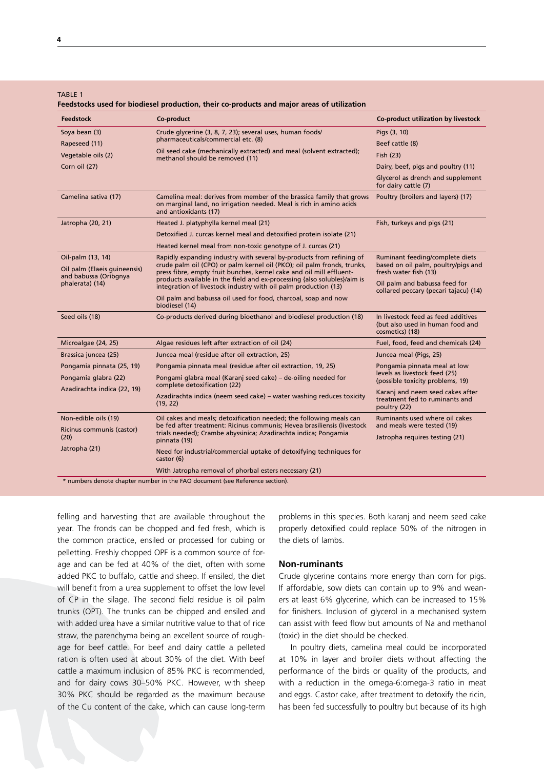TABLE 1

**Feedstocks used for biodiesel production, their co-products and major areas of utilization**

| Feedstock | Co-product | Co-product utilization by livestock |
|---|---|---|
| Soya bean (3)<br>Rapeseed (11)<br>Vegetable oils (2)<br>Corn oil (27) | Crude glycerine (3, 8, 7, 23); several uses, human foods/ pharmaceuticals/commercial etc. (8)<br>Oil seed cake (mechanically extracted) and meal (solvent extracted); methanol should be removed (11) | Pigs (3, 10)<br>Beef cattle (8)<br>Fish (23)<br>Dairy, beef, pigs and poultry (11)<br>Glycerol as drench and supplement for dairy cattle (7) |
| Camelina sativa (17) | Camelina meal: derives from member of the brassica family that grows on marginal land, no irrigation needed. Meal is rich in amino acids and antioxidants (17) | Poultry (broilers and layers) (17) |
| Jatropha (20, 21) | Heated J. platyphylla kernel meal (21)<br>Detoxified J. curcas kernel meal and detoxified protein isolate (21)<br>Heated kernel meal from non-toxic genotype of J. curcas (21) | Fish, turkeys and pigs (21) |
| Oil-palm (13, 14)<br>Oil palm (Elaeis guineensis) and babussa (Oribgnya phalerata) (14) | Rapidly expanding industry with several by-products from refining of crude palm oil (CPO) or palm kernel oil (PKO); oil palm fronds, trunks, press fibre, empty fruit bunches, kernel cake and oil mill effluent-products available in the field and ex-processing (also solubles)/aim is integration of livestock industry with oil palm production (13)<br>Oil palm and babussa oil used for food, charcoal, soap and now biodiesel (14) | Ruminant feeding/complete diets based on oil palm, poultry/pigs and fresh water fish (13)<br>Oil palm and babussa feed for collared peccary (pecari tajacu) (14) |
| Seed oils (18) | Co-products derived during bioethanol and biodiesel production (18) | In livestock feed as feed additives (but also used in human food and cosmetics) (18) |
| Microalgae (24, 25) | Algae residues left after extraction of oil (24) | Fuel, food, feed and chemicals (24) |
| Brassica juncea (25) | Juncea meal (residue after oil extraction, 25) | Juncea meal (Pigs, 25) |
| Pongamia pinnata (25, 19)<br>Pongamia glabra (22)<br>Azadirachta indica (22, 19) | Pongamia pinnata meal (residue after oil extraction, 19, 25)<br>Pongami glabra meal (Karanj seed cake) – de-oiling needed for complete detoxification (22)<br>Azadirachta indica (neem seed cake) – water washing reduces toxicity (19, 22) | Pongamia pinnata meal at low levels as livestock feed (25) (possible toxicity problems, 19)<br>Karanj and neem seed cakes after treatment fed to ruminants and poultry (22) |
| Non-edible oils (19)<br>Ricinus communis (castor) (20)<br>Jatropha (21) | Oil cakes and meals; detoxification needed; the following meals can be fed after treatment: Ricinus communis; Hevea brasiliensis (livestock trials needed); Crambe abyssinica; Azadirachta indica; Pongamia pinnata (19)<br>Need for industrial/commercial uptake of detoxifying techniques for castor (6)<br>With Jatropha removal of phorbal esters necessary (21) | Ruminants used where oil cakes and meals were tested (19)<br>Jatropha requires testing (21) |

\* numbers denote chapter number in the FAO document (see Reference section).

felling and harvesting that are available throughout the year. The fronds can be chopped and fed fresh, which is the common practice, ensiled or processed for cubing or pelletting. Freshly chopped OPF is a common source of forage and can be fed at 40% of the diet, often with some added PKC to buffalo, cattle and sheep. If ensiled, the diet will benefit from a urea supplement to offset the low level of CP in the silage. The second field residue is oil palm trunks (OPT). The trunks can be chipped and ensiled and with added urea have a similar nutritive value to that of rice straw, the parenchyma being an excellent source of roughage for beef cattle. For beef and dairy cattle a pelleted ration is often used at about 30% of the diet. With beef cattle a maximum inclusion of 85% PKC is recommended, and for dairy cows 30–50% PKC. However, with sheep 30% PKC should be regarded as the maximum because of the Cu content of the cake, which can cause long-term problems in this species. Both karanj and neem seed cake properly detoxified could replace 50% of the nitrogen in the diets of lambs.

### Non-ruminants

Crude glycerine contains more energy than corn for pigs. If affordable, sow diets can contain up to 9% and weaners at least 6% glycerine, which can be increased to 15% for finishers. Inclusion of glycerol in a mechanised system can assist with feed flow but amounts of Na and methanol (toxic) in the diet should be checked.

In poultry diets, camelina meal could be incorporated at 10% in layer and broiler diets without affecting the performance of the birds or quality of the products, and with a reduction in the omega-6:omega-3 ratio in meat and eggs. Castor cake, after treatment to detoxify the ricin, has been fed successfully to poultry but because of its high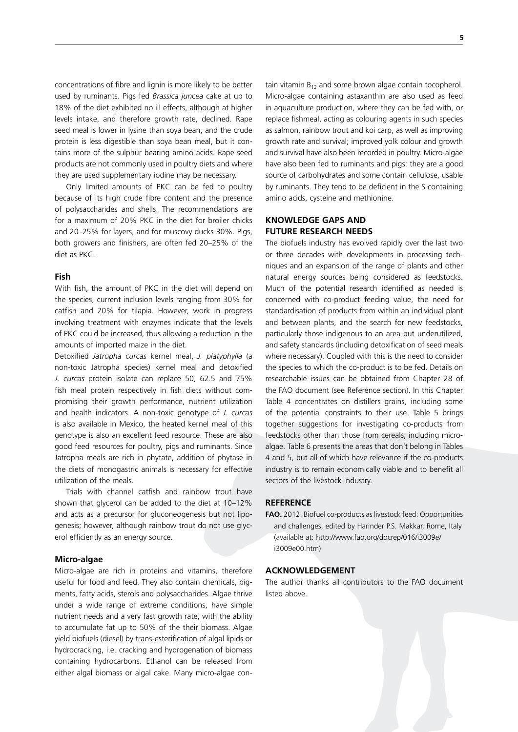concentrations of fibre and lignin is more likely to be better used by ruminants. Pigs fed *Brassica juncea* cake at up to 18% of the diet exhibited no ill effects, although at higher levels intake, and therefore growth rate, declined. Rape seed meal is lower in lysine than soya bean, and the crude protein is less digestible than soya bean meal, but it contains more of the sulphur bearing amino acids. Rape seed products are not commonly used in poultry diets and where they are used supplementary iodine may be necessary.

Only limited amounts of PKC can be fed to poultry because of its high crude fibre content and the presence of polysaccharides and shells. The recommendations are for a maximum of 20% PKC in the diet for broiler chicks and 20–25% for layers, and for muscovy ducks 30%. Pigs, both growers and finishers, are often fed 20–25% of the diet as PKC.

### Fish

With fish, the amount of PKC in the diet will depend on the species, current inclusion levels ranging from 30% for catfish and 20% for tilapia. However, work in progress involving treatment with enzymes indicate that the levels of PKC could be increased, thus allowing a reduction in the amounts of imported maize in the diet.

Detoxified *Jatropha curcas* kernel meal, *J. platyphylla* (a non-toxic Jatropha species) kernel meal and detoxified *J. curcas* protein isolate can replace 50, 62.5 and 75% fish meal protein respectively in fish diets without compromising their growth performance, nutrient utilization and health indicators. A non-toxic genotype of *J. curcas* is also available in Mexico, the heated kernel meal of this genotype is also an excellent feed resource. These are also good feed resources for poultry, pigs and ruminants. Since Jatropha meals are rich in phytate, addition of phytase in the diets of monogastric animals is necessary for effective utilization of the meals.

Trials with channel catfish and rainbow trout have shown that glycerol can be added to the diet at 10–12% and acts as a precursor for gluconeogenesis but not lipogenesis; however, although rainbow trout do not use glycerol efficiently as an energy source.

### Micro-algae

Micro-algae are rich in proteins and vitamins, therefore useful for food and feed. They also contain chemicals, pigments, fatty acids, sterols and polysaccharides. Algae thrive under a wide range of extreme conditions, have simple nutrient needs and a very fast growth rate, with the ability to accumulate fat up to 50% of the their biomass. Algae yield biofuels (diesel) by trans-esterification of algal lipids or hydrocracking, i.e. cracking and hydrogenation of biomass containing hydrocarbons. Ethanol can be released from either algal biomass or algal cake. Many micro-algae contain vitamin $B_{12}$ and some brown algae contain tocopherol. Micro-algae containing astaxanthin are also used as feed in aquaculture production, where they can be fed with, or replace fishmeal, acting as colouring agents in such species as salmon, rainbow trout and koi carp, as well as improving growth rate and survival; improved yolk colour and growth and survival have also been recorded in poultry. Micro-algae have also been fed to ruminants and pigs: they are a good source of carbohydrates and some contain cellulose, usable by ruminants. They tend to be deficient in the S containing amino acids, cysteine and methionine.

## KNOWLEDGE GAPS AND FUTURE RESEARCH NEEDS

The biofuels industry has evolved rapidly over the last two or three decades with developments in processing techniques and an expansion of the range of plants and other natural energy sources being considered as feedstocks. Much of the potential research identified as needed is concerned with co-product feeding value, the need for standardisation of products from within an individual plant and between plants, and the search for new feedstocks, particularly those indigenous to an area but underutilized, and safety standards (including detoxification of seed meals where necessary). Coupled with this is the need to consider the species to which the co-product is to be fed. Details on researchable issues can be obtained from Chapter 28 of the FAO document (see Reference section). In this Chapter Table 4 concentrates on distillers grains, including some of the potential constraints to their use. Table 5 brings together suggestions for investigating co-products from feedstocks other than those from cereals, including micro-algae. Table 6 presents the areas that don't belong in Tables 4 and 5, but all of which have relevance if the co-products industry is to remain economically viable and to benefit all sectors of the livestock industry.

## REFERENCE

**FAO.** 2012. Biofuel co-products as livestock feed: Opportunities and challenges, edited by Harinder P.S. Makkar, Rome, Italy (available at: http://www.fao.org/docrep/016/i3009e/i3009e00.htm)

## ACKNOWLEDGEMENT

The author thanks all contributors to the FAO document listed above.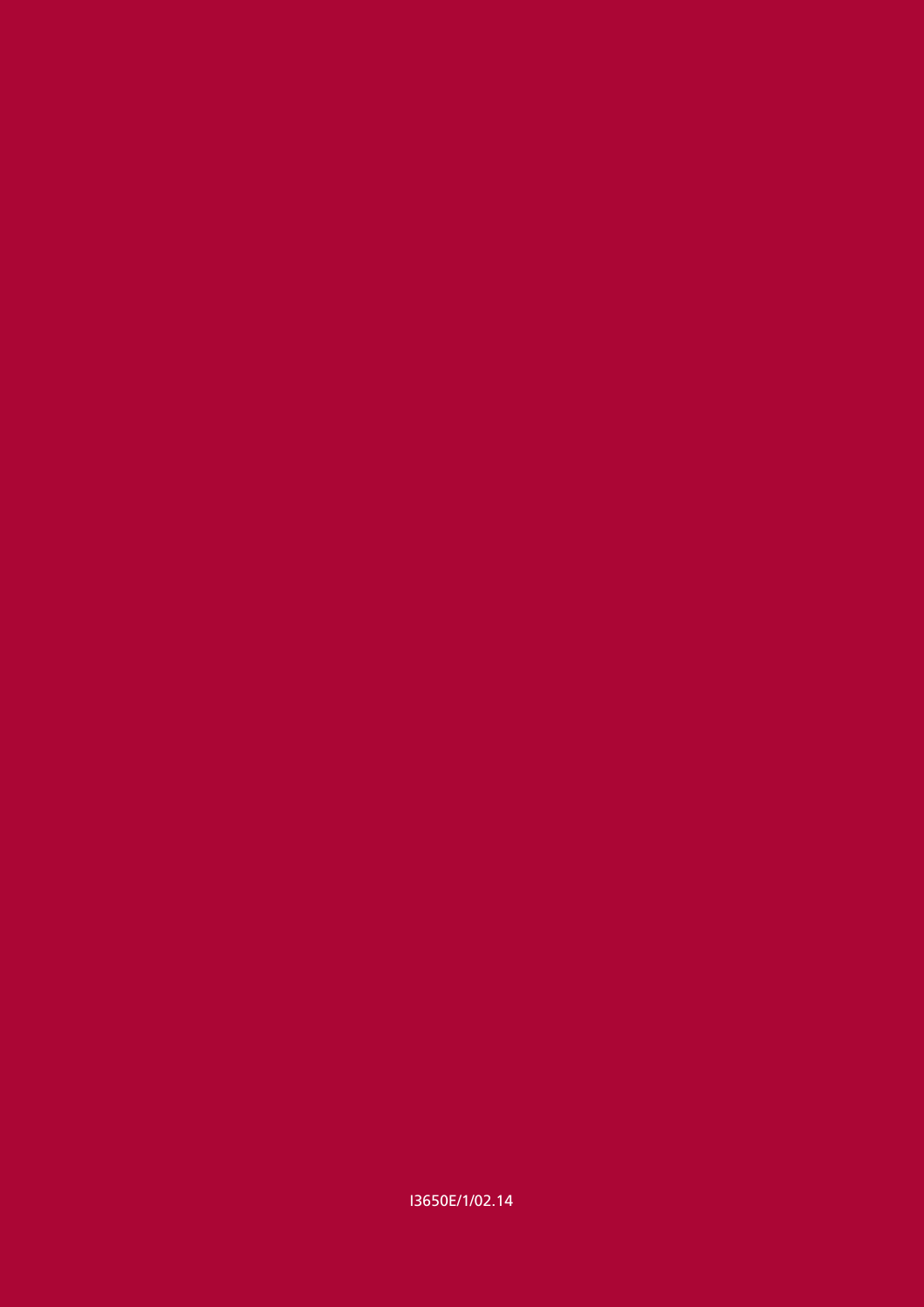I3650E/1/02.14